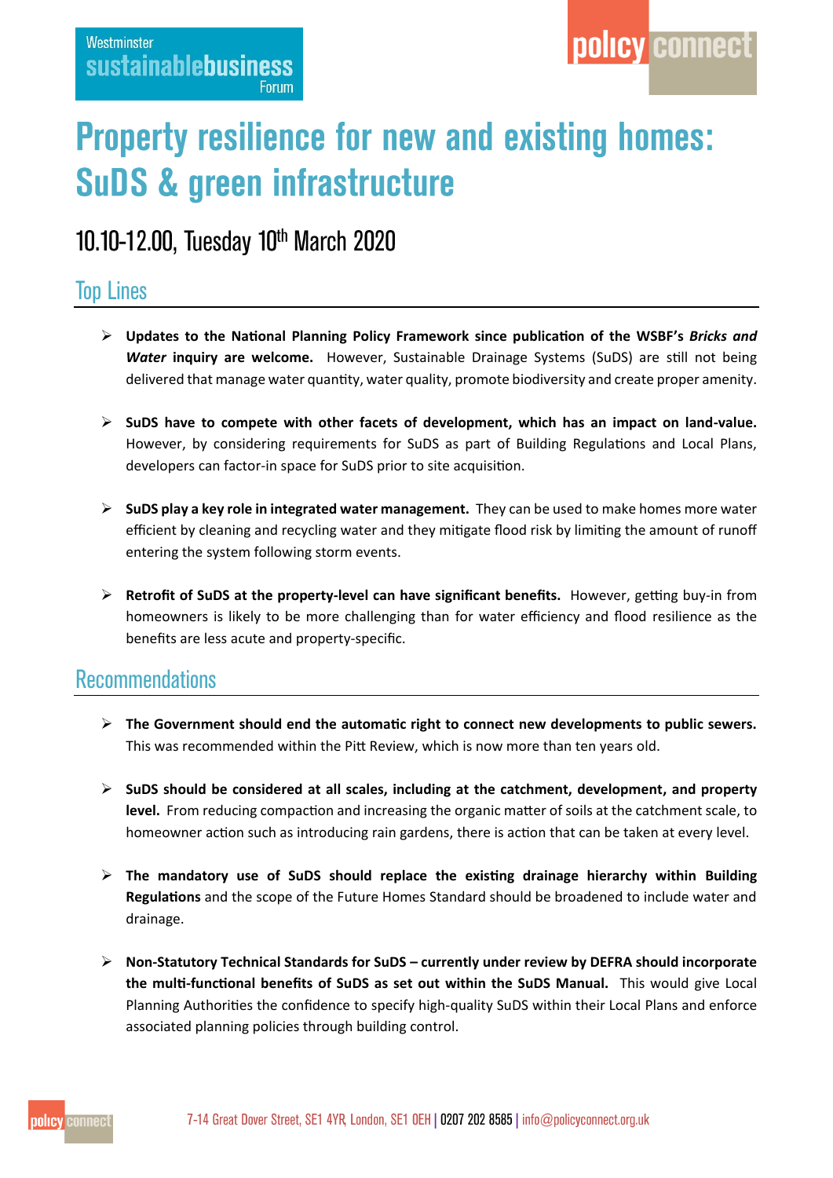Westminster **sustainablebusiness** Forum

policy connect

# Property resilience for new and existing homes: SuDS & green infrastructure

## 10.10-12.00, Tuesday 10th March 2020

## Top Lines

- **Updates to the National Planning Policy Framework since publication of the WSBF's *Bricks and Water* inquiry are welcome.** However, Sustainable Drainage Systems (SuDS) are still not being delivered that manage water quantity, water quality, promote biodiversity and create proper amenity.

- **SuDS have to compete with other facets of development, which has an impact on land-value.** However, by considering requirements for SuDS as part of Building Regulations and Local Plans, developers can factor-in space for SuDS prior to site acquisition.

- **SuDS play a key role in integrated water management.** They can be used to make homes more water efficient by cleaning and recycling water and they mitigate flood risk by limiting the amount of runoff entering the system following storm events.

- **Retrofit of SuDS at the property-level can have significant benefits.** However, getting buy-in from homeowners is likely to be more challenging than for water efficiency and flood resilience as the benefits are less acute and property-specific.

## Recommendations

- **The Government should end the automatic right to connect new developments to public sewers.** This was recommended within the Pitt Review, which is now more than ten years old.

- **SuDS should be considered at all scales, including at the catchment, development, and property level.** From reducing compaction and increasing the organic matter of soils at the catchment scale, to homeowner action such as introducing rain gardens, there is action that can be taken at every level.

- **The mandatory use of SuDS should replace the existing drainage hierarchy within Building Regulations** and the scope of the Future Homes Standard should be broadened to include water and drainage.

- **Non-Statutory Technical Standards for SuDS – currently under review by DEFRA should incorporate the multi-functional benefits of SuDS as set out within the SuDS Manual.** This would give Local Planning Authorities the confidence to specify high-quality SuDS within their Local Plans and enforce associated planning policies through building control.

7-14 Great Dover Street, SE1 4YR, London, SE1 0EH | 0207 202 8585 | info@policyconnect.org.uk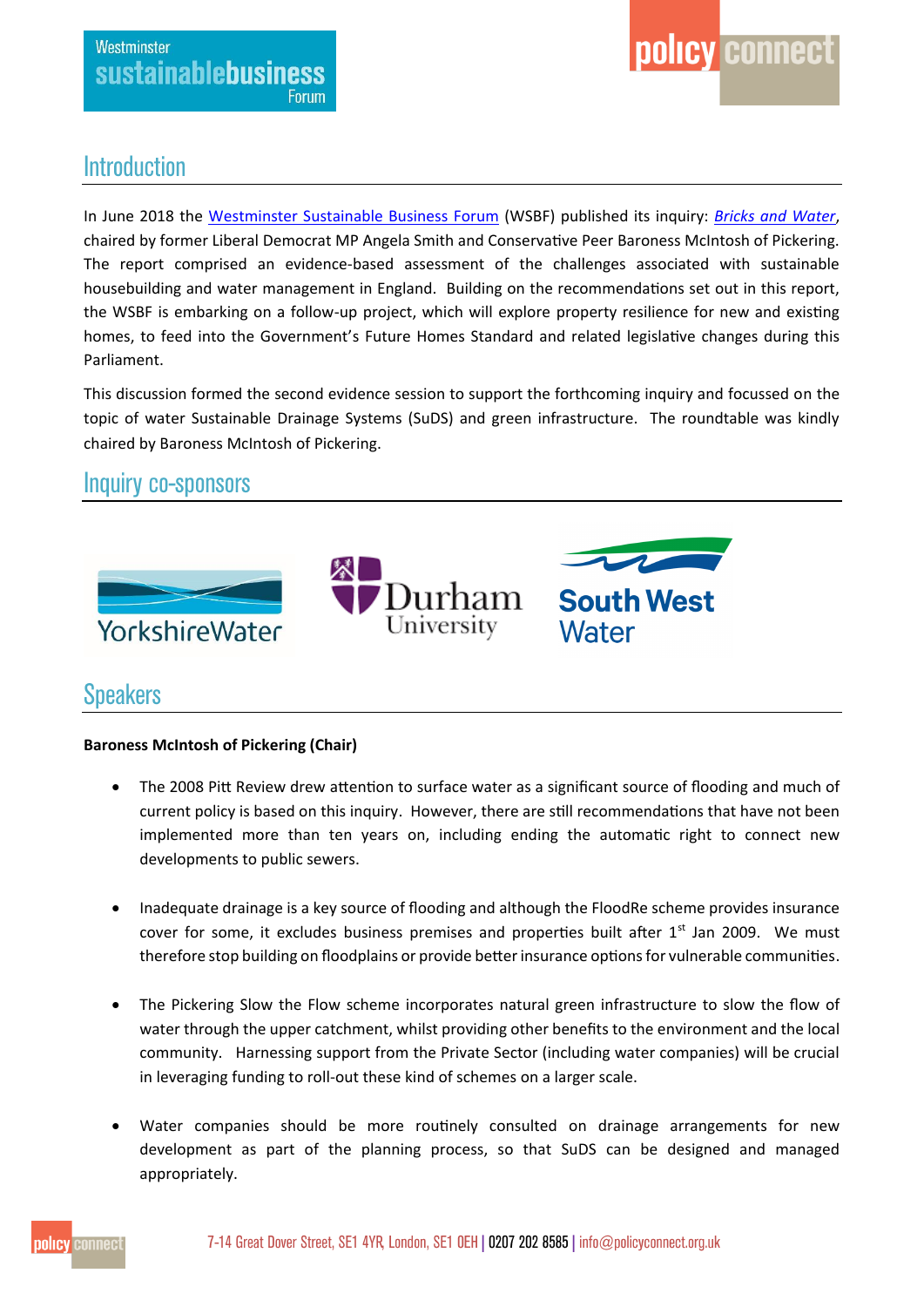## Introduction

In June 2018 the Westminster Sustainable Business Forum (WSBF) published its inquiry: *Bricks and Water*, chaired by former Liberal Democrat MP Angela Smith and Conservative Peer Baroness McIntosh of Pickering. The report comprised an evidence-based assessment of the challenges associated with sustainable housebuilding and water management in England. Building on the recommendations set out in this report, the WSBF is embarking on a follow-up project, which will explore property resilience for new and existing homes, to feed into the Government's Future Homes Standard and related legislative changes during this Parliament.

This discussion formed the second evidence session to support the forthcoming inquiry and focussed on the topic of water Sustainable Drainage Systems (SuDS) and green infrastructure. The roundtable was kindly chaired by Baroness McIntosh of Pickering.

## Inquiry co-sponsors

YorkshireWater | Durham University | South West Water

## Speakers

**Baroness McIntosh of Pickering (Chair)**

- The 2008 Pitt Review drew attention to surface water as a significant source of flooding and much of current policy is based on this inquiry. However, there are still recommendations that have not been implemented more than ten years on, including ending the automatic right to connect new developments to public sewers.
- Inadequate drainage is a key source of flooding and although the FloodRe scheme provides insurance cover for some, it excludes business premises and properties built after 1st Jan 2009. We must therefore stop building on floodplains or provide better insurance options for vulnerable communities.
- The Pickering Slow the Flow scheme incorporates natural green infrastructure to slow the flow of water through the upper catchment, whilst providing other benefits to the environment and the local community. Harnessing support from the Private Sector (including water companies) will be crucial in leveraging funding to roll-out these kind of schemes on a larger scale.
- Water companies should be more routinely consulted on drainage arrangements for new development as part of the planning process, so that SuDS can be designed and managed appropriately.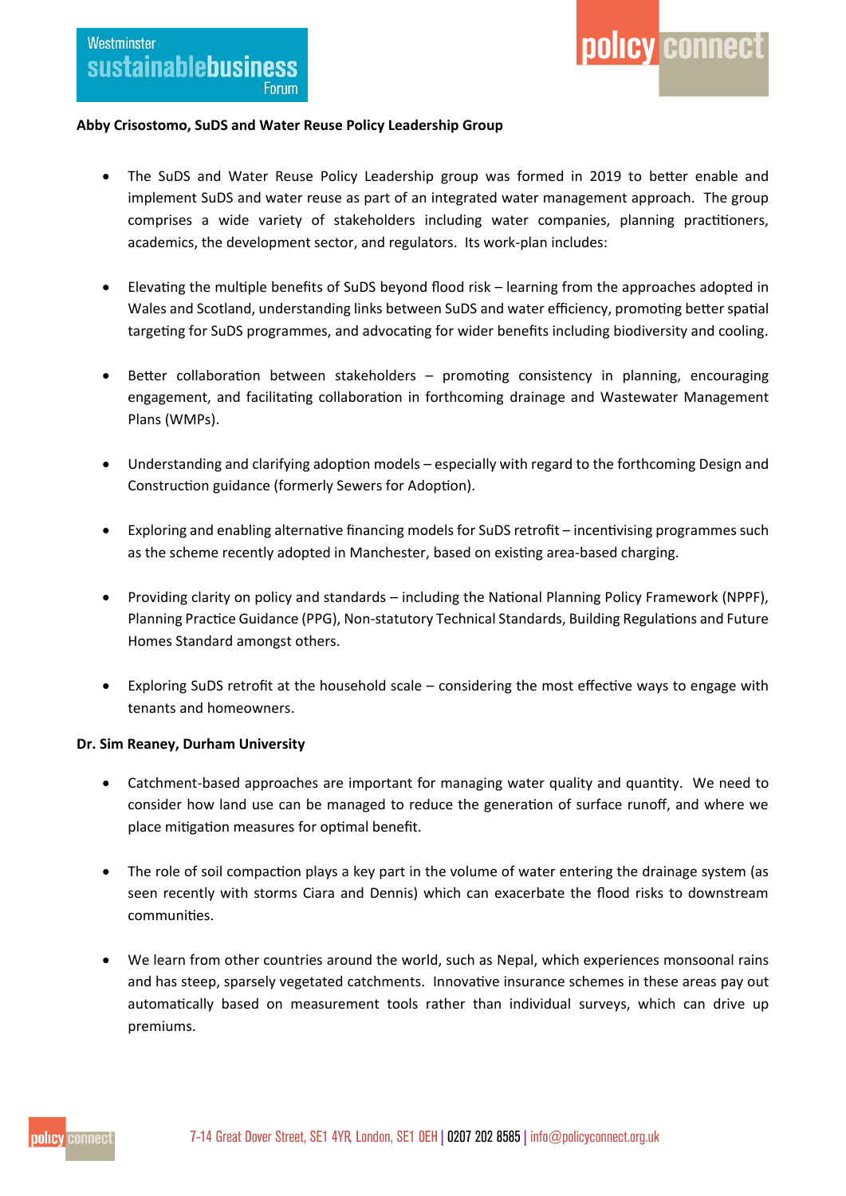**Abby Crisostomo, SuDS and Water Reuse Policy Leadership Group**

- The SuDS and Water Reuse Policy Leadership group was formed in 2019 to better enable and implement SuDS and water reuse as part of an integrated water management approach. The group comprises a wide variety of stakeholders including water companies, planning practitioners, academics, the development sector, and regulators. Its work-plan includes:

- Elevating the multiple benefits of SuDS beyond flood risk – learning from the approaches adopted in Wales and Scotland, understanding links between SuDS and water efficiency, promoting better spatial targeting for SuDS programmes, and advocating for wider benefits including biodiversity and cooling.

- Better collaboration between stakeholders – promoting consistency in planning, encouraging engagement, and facilitating collaboration in forthcoming drainage and Wastewater Management Plans (WMPs).

- Understanding and clarifying adoption models – especially with regard to the forthcoming Design and Construction guidance (formerly Sewers for Adoption).

- Exploring and enabling alternative financing models for SuDS retrofit – incentivising programmes such as the scheme recently adopted in Manchester, based on existing area-based charging.

- Providing clarity on policy and standards – including the National Planning Policy Framework (NPPF), Planning Practice Guidance (PPG), Non-statutory Technical Standards, Building Regulations and Future Homes Standard amongst others.

- Exploring SuDS retrofit at the household scale – considering the most effective ways to engage with tenants and homeowners.

**Dr. Sim Reaney, Durham University**

- Catchment-based approaches are important for managing water quality and quantity. We need to consider how land use can be managed to reduce the generation of surface runoff, and where we place mitigation measures for optimal benefit.

- The role of soil compaction plays a key part in the volume of water entering the drainage system (as seen recently with storms Ciara and Dennis) which can exacerbate the flood risks to downstream communities.

- We learn from other countries around the world, such as Nepal, which experiences monsoonal rains and has steep, sparsely vegetated catchments. Innovative insurance schemes in these areas pay out automatically based on measurement tools rather than individual surveys, which can drive up premiums.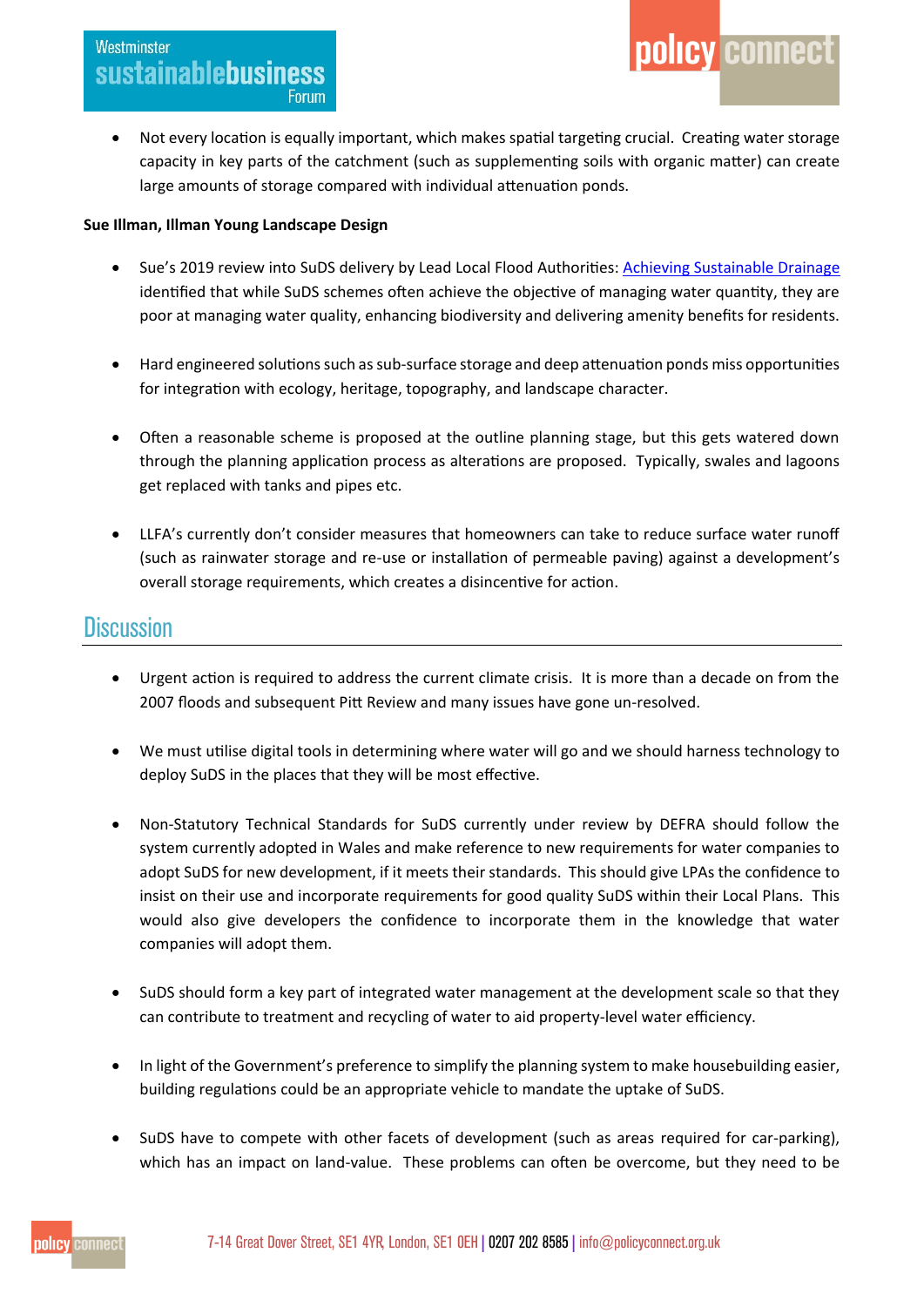- Not every location is equally important, which makes spatial targeting crucial. Creating water storage capacity in key parts of the catchment (such as supplementing soils with organic matter) can create large amounts of storage compared with individual attenuation ponds.

**Sue Illman, Illman Young Landscape Design**

- Sue's 2019 review into SuDS delivery by Lead Local Flood Authorities: [Achieving Sustainable Drainage](Achieving Sustainable Drainage) identified that while SuDS schemes often achieve the objective of managing water quantity, they are poor at managing water quality, enhancing biodiversity and delivering amenity benefits for residents.

- Hard engineered solutions such as sub-surface storage and deep attenuation ponds miss opportunities for integration with ecology, heritage, topography, and landscape character.

- Often a reasonable scheme is proposed at the outline planning stage, but this gets watered down through the planning application process as alterations are proposed. Typically, swales and lagoons get replaced with tanks and pipes etc.

- LLFA's currently don't consider measures that homeowners can take to reduce surface water runoff (such as rainwater storage and re-use or installation of permeable paving) against a development's overall storage requirements, which creates a disincentive for action.

## Discussion

- Urgent action is required to address the current climate crisis. It is more than a decade on from the 2007 floods and subsequent Pitt Review and many issues have gone un-resolved.

- We must utilise digital tools in determining where water will go and we should harness technology to deploy SuDS in the places that they will be most effective.

- Non-Statutory Technical Standards for SuDS currently under review by DEFRA should follow the system currently adopted in Wales and make reference to new requirements for water companies to adopt SuDS for new development, if it meets their standards. This should give LPAs the confidence to insist on their use and incorporate requirements for good quality SuDS within their Local Plans. This would also give developers the confidence to incorporate them in the knowledge that water companies will adopt them.

- SuDS should form a key part of integrated water management at the development scale so that they can contribute to treatment and recycling of water to aid property-level water efficiency.

- In light of the Government's preference to simplify the planning system to make housebuilding easier, building regulations could be an appropriate vehicle to mandate the uptake of SuDS.

- SuDS have to compete with other facets of development (such as areas required for car-parking), which has an impact on land-value. These problems can often be overcome, but they need to be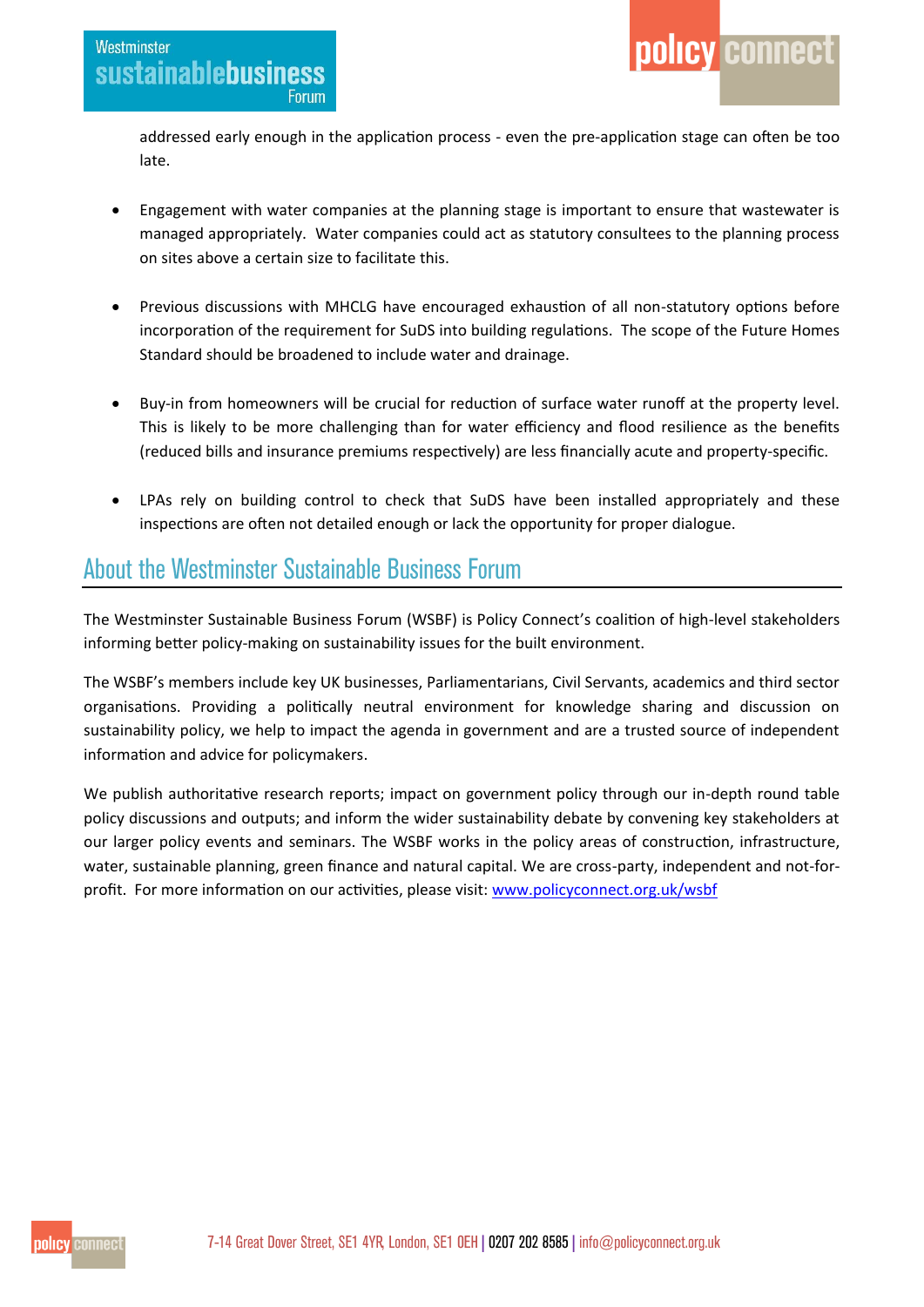addressed early enough in the application process - even the pre-application stage can often be too late.

- Engagement with water companies at the planning stage is important to ensure that wastewater is managed appropriately. Water companies could act as statutory consultees to the planning process on sites above a certain size to facilitate this.

- Previous discussions with MHCLG have encouraged exhaustion of all non-statutory options before incorporation of the requirement for SuDS into building regulations. The scope of the Future Homes Standard should be broadened to include water and drainage.

- Buy-in from homeowners will be crucial for reduction of surface water runoff at the property level. This is likely to be more challenging than for water efficiency and flood resilience as the benefits (reduced bills and insurance premiums respectively) are less financially acute and property-specific.

- LPAs rely on building control to check that SuDS have been installed appropriately and these inspections are often not detailed enough or lack the opportunity for proper dialogue.

## About the Westminster Sustainable Business Forum

The Westminster Sustainable Business Forum (WSBF) is Policy Connect's coalition of high-level stakeholders informing better policy-making on sustainability issues for the built environment.

The WSBF's members include key UK businesses, Parliamentarians, Civil Servants, academics and third sector organisations. Providing a politically neutral environment for knowledge sharing and discussion on sustainability policy, we help to impact the agenda in government and are a trusted source of independent information and advice for policymakers.

We publish authoritative research reports; impact on government policy through our in-depth round table policy discussions and outputs; and inform the wider sustainability debate by convening key stakeholders at our larger policy events and seminars. The WSBF works in the policy areas of construction, infrastructure, water, sustainable planning, green finance and natural capital. We are cross-party, independent and not-for-profit. For more information on our activities, please visit: www.policyconnect.org.uk/wsbf